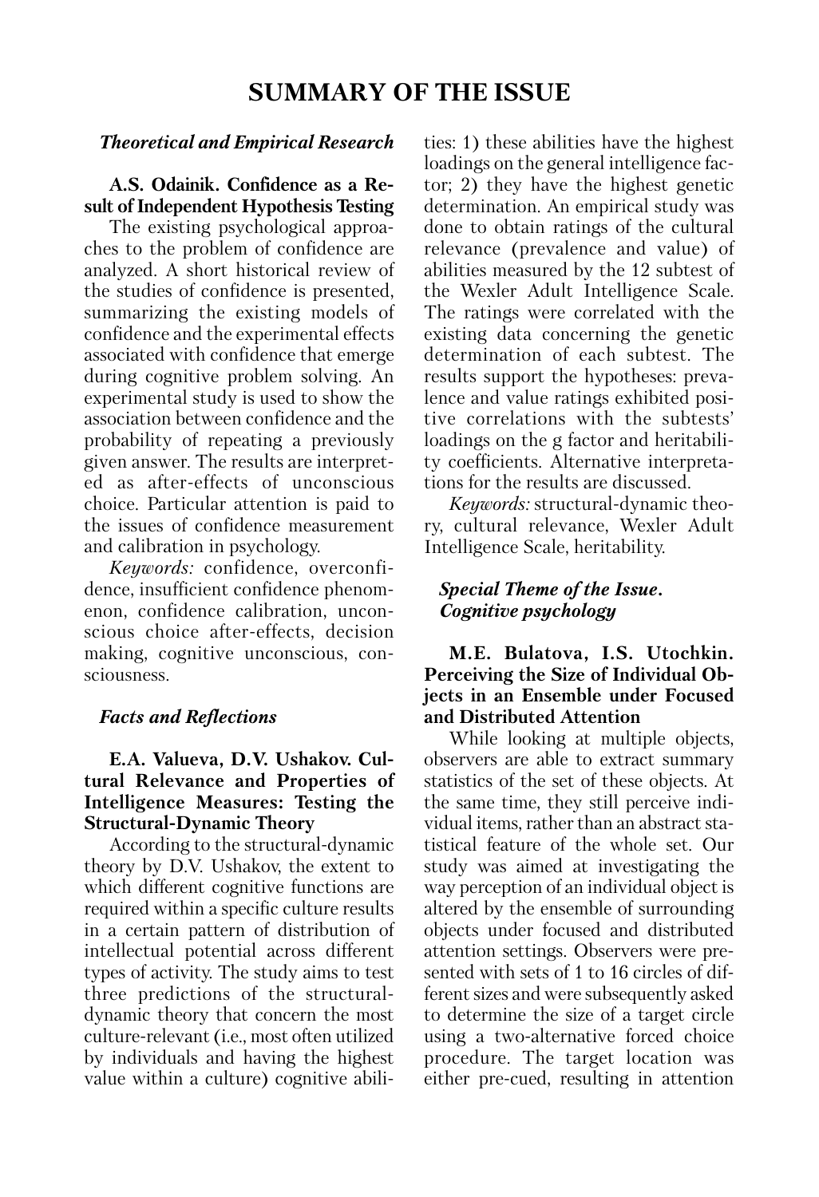# SUMMARY OF THE ISSUE

## *Theoretical and Empirical Research*

### A.S. Odainik. Confidence as a Result of Independent Hypothesis Testing

The existing psychological approaches to the problem of confidence are analyzed. A short historical review of the studies of confidence is presented, summarizing the existing models of confidence and the experimental effects associated with confidence that emerge during cognitive problem solving. An experimental study is used to show the association between confidence and the probability of repeating a previously given answer. The results are interpreted as after-effects of unconscious choice. Particular attention is paid to the issues of confidence measurement and calibration in psychology.

*Keywords:* confidence, overconfidence, insufficient confidence phenomenon, confidence calibration, unconscious choice after-effects, decision making, cognitive unconscious, consciousness.

## *Facts and Reflections*

### E.A. Valueva, D.V. Ushakov. Cultural Relevance and Properties of Intelligence Measures: Testing the Structural-Dynamic Theory

According to the structural-dynamic theory by D.V. Ushakov, the extent to which different cognitive functions are required within a specific culture results in a certain pattern of distribution of intellectual potential across different types of activity. The study aims to test three predictions of the structural-dynamic theory that concern the most culture-relevant (i.e., most often utilized by individuals and having the highest value within a culture) cognitive abilities: 1) these abilities have the highest loadings on the general intelligence factor; 2) they have the highest genetic determination. An empirical study was done to obtain ratings of the cultural relevance (prevalence and value) of abilities measured by the 12 subtest of the Wexler Adult Intelligence Scale. The ratings were correlated with the existing data concerning the genetic determination of each subtest. The results support the hypotheses: prevalence and value ratings exhibited positive correlations with the subtests' loadings on the g factor and heritability coefficients. Alternative interpretations for the results are discussed.

*Keywords:* structural-dynamic theory, cultural relevance, Wexler Adult Intelligence Scale, heritability.

## *Special Theme of the Issue. Cognitive psychology*

### M.E. Bulatova, I.S. Utochkin. Perceiving the Size of Individual Objects in an Ensemble under Focused and Distributed Attention

While looking at multiple objects, observers are able to extract summary statistics of the set of these objects. At the same time, they still perceive individual items, rather than an abstract statistical feature of the whole set. Our study was aimed at investigating the way perception of an individual object is altered by the ensemble of surrounding objects under focused and distributed attention settings. Observers were presented with sets of 1 to 16 circles of different sizes and were subsequently asked to determine the size of a target circle using a two-alternative forced choice procedure. The target location was either pre-cued, resulting in attention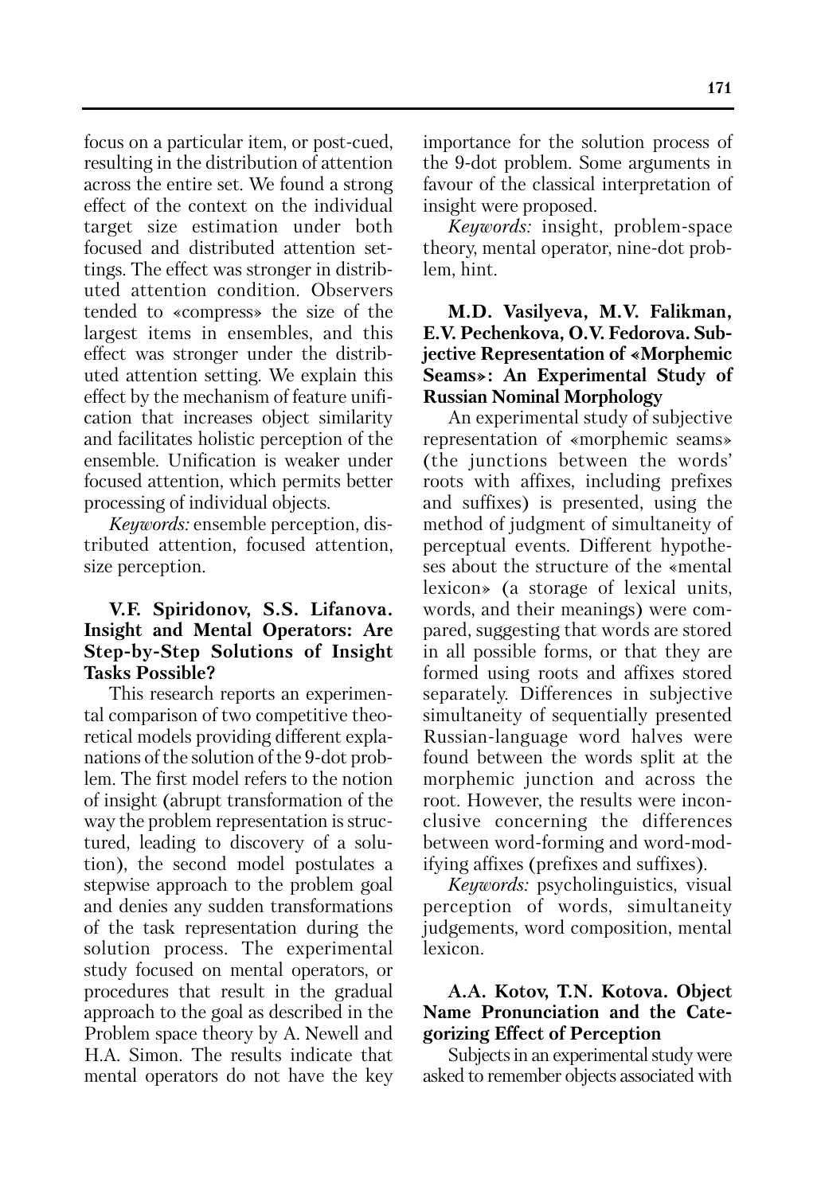focus on a particular item, or post-cued, resulting in the distribution of attention across the entire set. We found a strong effect of the context on the individual target size estimation under both focused and distributed attention settings. The effect was stronger in distributed attention condition. Observers tended to «compress» the size of the largest items in ensembles, and this effect was stronger under the distributed attention setting. We explain this effect by the mechanism of feature unification that increases object similarity and facilitates holistic perception of the ensemble. Unification is weaker under focused attention, which permits better processing of individual objects.

*Keywords:* ensemble perception, distributed attention, focused attention, size perception.

**V.F. Spiridonov, S.S. Lifanova. Insight and Mental Operators: Are Step-by-Step Solutions of Insight Tasks Possible?**

This research reports an experimental comparison of two competitive theoretical models providing different explanations of the solution of the 9-dot problem. The first model refers to the notion of insight (abrupt transformation of the way the problem representation is structured, leading to discovery of a solution), the second model postulates a stepwise approach to the problem goal and denies any sudden transformations of the task representation during the solution process. The experimental study focused on mental operators, or procedures that result in the gradual approach to the goal as described in the Problem space theory by A. Newell and H.A. Simon. The results indicate that mental operators do not have the key importance for the solution process of the 9-dot problem. Some arguments in favour of the classical interpretation of insight were proposed.

*Keywords:* insight, problem-space theory, mental operator, nine-dot problem, hint.

**M.D. Vasilyeva, M.V. Falikman, E.V. Pechenkova, O.V. Fedorova. Subjective Representation of «Morphemic Seams»: An Experimental Study of Russian Nominal Morphology**

An experimental study of subjective representation of «morphemic seams» (the junctions between the words' roots with affixes, including prefixes and suffixes) is presented, using the method of judgment of simultaneity of perceptual events. Different hypotheses about the structure of the «mental lexicon» (a storage of lexical units, words, and their meanings) were compared, suggesting that words are stored in all possible forms, or that they are formed using roots and affixes stored separately. Differences in subjective simultaneity of sequentially presented Russian-language word halves were found between the words split at the morphemic junction and across the root. However, the results were inconclusive concerning the differences between word-forming and word-modifying affixes (prefixes and suffixes).

*Keywords:* psycholinguistics, visual perception of words, simultaneity judgements, word composition, mental lexicon.

**A.A. Kotov, T.N. Kotova. Object Name Pronunciation and the Categorizing Effect of Perception**

Subjects in an experimental study were asked to remember objects associated with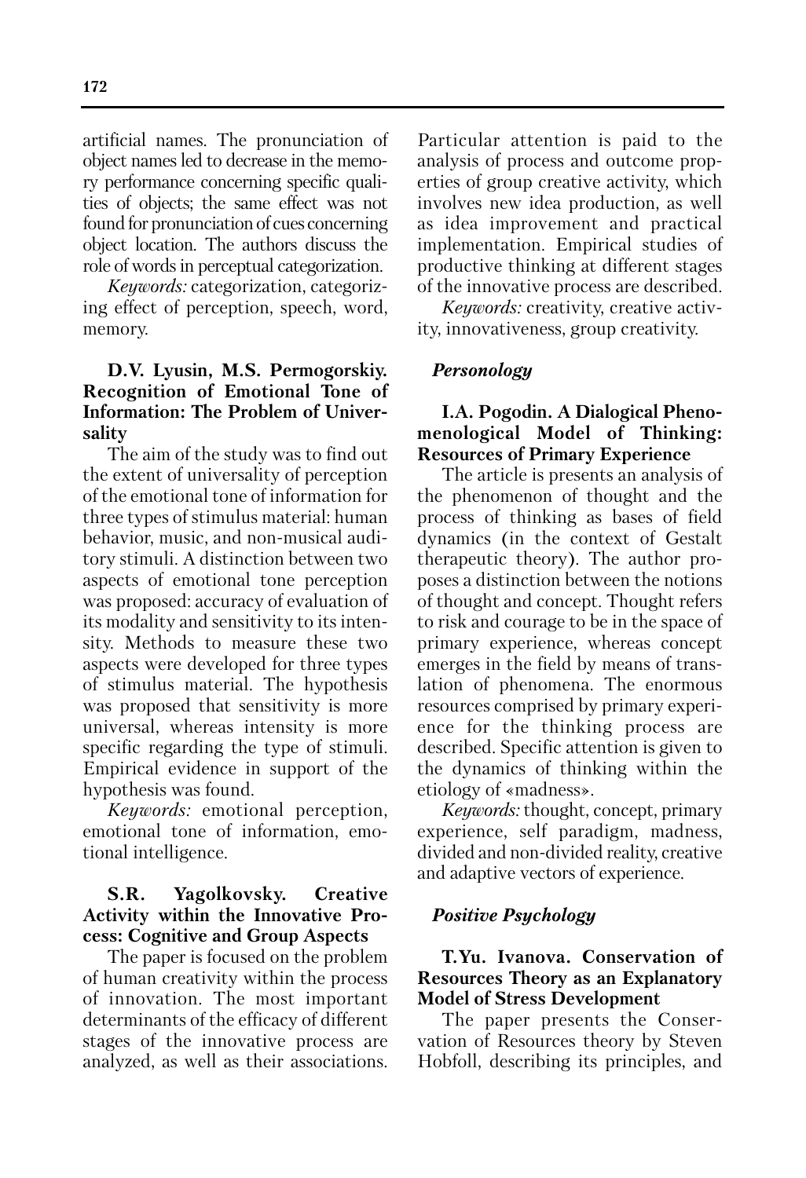artificial names. The pronunciation of object names led to decrease in the memory performance concerning specific qualities of objects; the same effect was not found for pronunciation of cues concerning object location. The authors discuss the role of words in perceptual categorization.

*Keywords:* categorization, categorizing effect of perception, speech, word, memory.

**D.V. Lyusin, M.S. Permogorskiy. Recognition of Emotional Tone of Information: The Problem of Universality**

The aim of the study was to find out the extent of universality of perception of the emotional tone of information for three types of stimulus material: human behavior, music, and non-musical auditory stimuli. A distinction between two aspects of emotional tone perception was proposed: accuracy of evaluation of its modality and sensitivity to its intensity. Methods to measure these two aspects were developed for three types of stimulus material. The hypothesis was proposed that sensitivity is more universal, whereas intensity is more specific regarding the type of stimuli. Empirical evidence in support of the hypothesis was found.

*Keywords:* emotional perception, emotional tone of information, emotional intelligence.

**S.R. Yagolkovsky. Creative Activity within the Innovative Process: Cognitive and Group Aspects**

The paper is focused on the problem of human creativity within the process of innovation. The most important determinants of the efficacy of different stages of the innovative process are analyzed, as well as their associations. Particular attention is paid to the analysis of process and outcome properties of group creative activity, which involves new idea production, as well as idea improvement and practical implementation. Empirical studies of productive thinking at different stages of the innovative process are described.

*Keywords:* creativity, creative activity, innovativeness, group creativity.

## *Personology*

**I.A. Pogodin. A Dialogical Phenomenological Model of Thinking: Resources of Primary Experience**

The article is presents an analysis of the phenomenon of thought and the process of thinking as bases of field dynamics (in the context of Gestalt therapeutic theory). The author proposes a distinction between the notions of thought and concept. Thought refers to risk and courage to be in the space of primary experience, whereas concept emerges in the field by means of translation of phenomena. The enormous resources comprised by primary experience for the thinking process are described. Specific attention is given to the dynamics of thinking within the etiology of «madness».

*Keywords:* thought, concept, primary experience, self paradigm, madness, divided and non-divided reality, creative and adaptive vectors of experience.

## *Positive Psychology*

**T.Yu. Ivanova. Conservation of Resources Theory as an Explanatory Model of Stress Development**

The paper presents the Conservation of Resources theory by Steven Hobfoll, describing its principles, and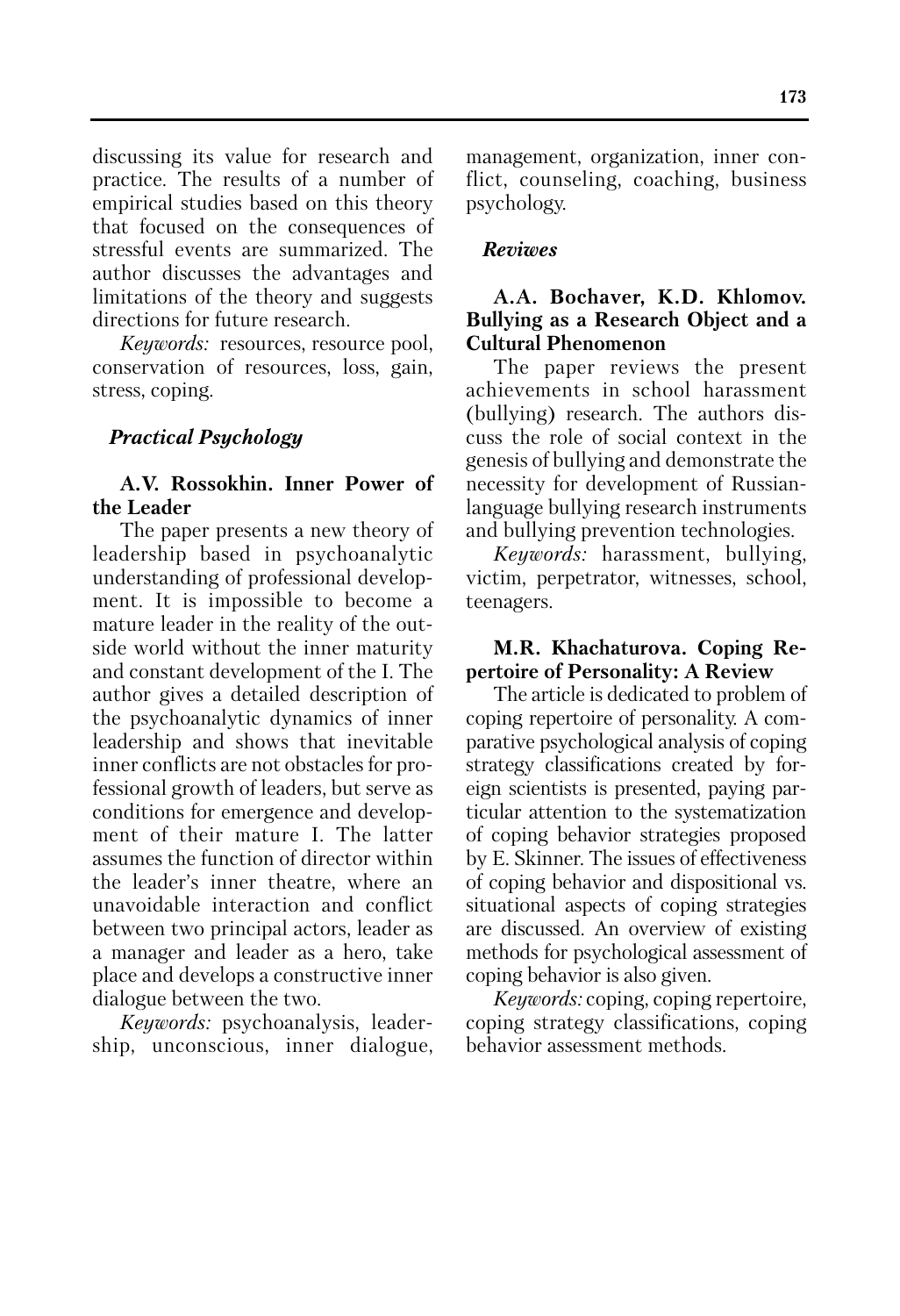discussing its value for research and practice. The results of a number of empirical studies based on this theory that focused on the consequences of stressful events are summarized. The author discusses the advantages and limitations of the theory and suggests directions for future research.

*Keywords:* resources, resource pool, conservation of resources, loss, gain, stress, coping.

## *Practical Psychology*

**A.V. Rossokhin. Inner Power of the Leader**

The paper presents a new theory of leadership based in psychoanalytic understanding of professional development. It is impossible to become a mature leader in the reality of the outside world without the inner maturity and constant development of the I. The author gives a detailed description of the psychoanalytic dynamics of inner leadership and shows that inevitable inner conflicts are not obstacles for professional growth of leaders, but serve as conditions for emergence and development of their mature I. The latter assumes the function of director within the leader's inner theatre, where an unavoidable interaction and conflict between two principal actors, leader as a manager and leader as a hero, take place and develops a constructive inner dialogue between the two.

*Keywords:* psychoanalysis, leadership, unconscious, inner dialogue, management, organization, inner conflict, counseling, coaching, business psychology.

## *Reviwes*

**A.A. Bochaver, K.D. Khlomov. Bullying as a Research Object and a Cultural Phenomenon**

The paper reviews the present achievements in school harassment (bullying) research. The authors discuss the role of social context in the genesis of bullying and demonstrate the necessity for development of Russian-language bullying research instruments and bullying prevention technologies.

*Keywords:* harassment, bullying, victim, perpetrator, witnesses, school, teenagers.

**M.R. Khachaturova. Coping Repertoire of Personality: A Review**

The article is dedicated to problem of coping repertoire of personality. A comparative psychological analysis of coping strategy classifications created by foreign scientists is presented, paying particular attention to the systematization of coping behavior strategies proposed by E. Skinner. The issues of effectiveness of coping behavior and dispositional vs. situational aspects of coping strategies are discussed. An overview of existing methods for psychological assessment of coping behavior is also given.

*Keywords:* coping, coping repertoire, coping strategy classifications, coping behavior assessment methods.